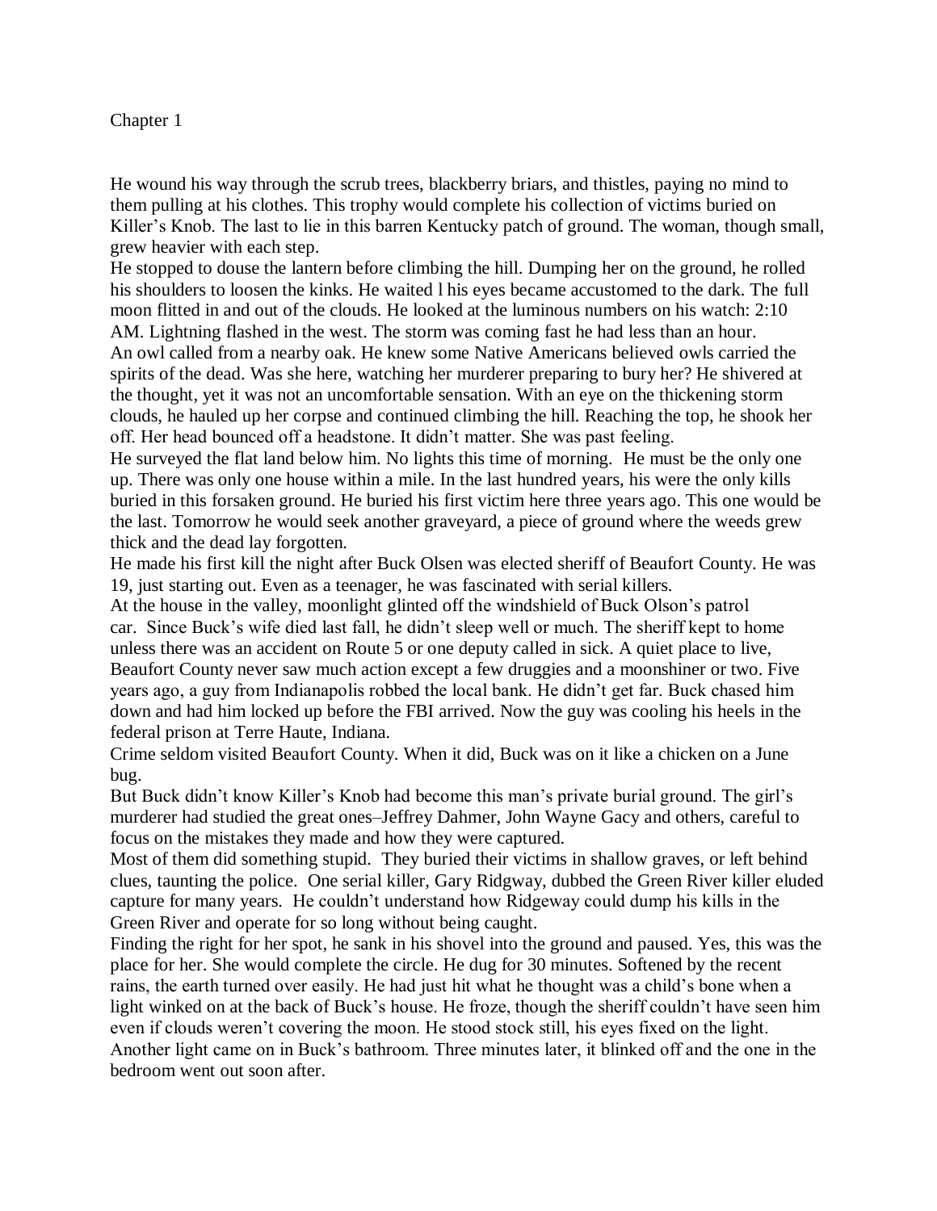Chapter 1

He wound his way through the scrub trees, blackberry briars, and thistles, paying no mind to them pulling at his clothes. This trophy would complete his collection of victims buried on Killer's Knob. The last to lie in this barren Kentucky patch of ground. The woman, though small, grew heavier with each step.

He stopped to douse the lantern before climbing the hill. Dumping her on the ground, he rolled his shoulders to loosen the kinks. He waited l his eyes became accustomed to the dark. The full moon flitted in and out of the clouds. He looked at the luminous numbers on his watch: 2:10 AM. Lightning flashed in the west. The storm was coming fast he had less than an hour.

An owl called from a nearby oak. He knew some Native Americans believed owls carried the spirits of the dead. Was she here, watching her murderer preparing to bury her? He shivered at the thought, yet it was not an uncomfortable sensation. With an eye on the thickening storm clouds, he hauled up her corpse and continued climbing the hill. Reaching the top, he shook her off. Her head bounced off a headstone. It didn't matter. She was past feeling.

He surveyed the flat land below him. No lights this time of morning. He must be the only one up. There was only one house within a mile. In the last hundred years, his were the only kills buried in this forsaken ground. He buried his first victim here three years ago. This one would be the last. Tomorrow he would seek another graveyard, a piece of ground where the weeds grew thick and the dead lay forgotten.

He made his first kill the night after Buck Olsen was elected sheriff of Beaufort County. He was 19, just starting out. Even as a teenager, he was fascinated with serial killers.

At the house in the valley, moonlight glinted off the windshield of Buck Olson's patrol car. Since Buck's wife died last fall, he didn't sleep well or much. The sheriff kept to home unless there was an accident on Route 5 or one deputy called in sick. A quiet place to live, Beaufort County never saw much action except a few druggies and a moonshiner or two. Five years ago, a guy from Indianapolis robbed the local bank. He didn't get far. Buck chased him down and had him locked up before the FBI arrived. Now the guy was cooling his heels in the federal prison at Terre Haute, Indiana.

Crime seldom visited Beaufort County. When it did, Buck was on it like a chicken on a June bug.

But Buck didn't know Killer's Knob had become this man's private burial ground. The girl's murderer had studied the great ones–Jeffrey Dahmer, John Wayne Gacy and others, careful to focus on the mistakes they made and how they were captured.

Most of them did something stupid. They buried their victims in shallow graves, or left behind clues, taunting the police. One serial killer, Gary Ridgway, dubbed the Green River killer eluded capture for many years. He couldn't understand how Ridgeway could dump his kills in the Green River and operate for so long without being caught.

Finding the right for her spot, he sank in his shovel into the ground and paused. Yes, this was the place for her. She would complete the circle. He dug for 30 minutes. Softened by the recent rains, the earth turned over easily. He had just hit what he thought was a child's bone when a light winked on at the back of Buck's house. He froze, though the sheriff couldn't have seen him even if clouds weren't covering the moon. He stood stock still, his eyes fixed on the light. Another light came on in Buck's bathroom. Three minutes later, it blinked off and the one in the bedroom went out soon after.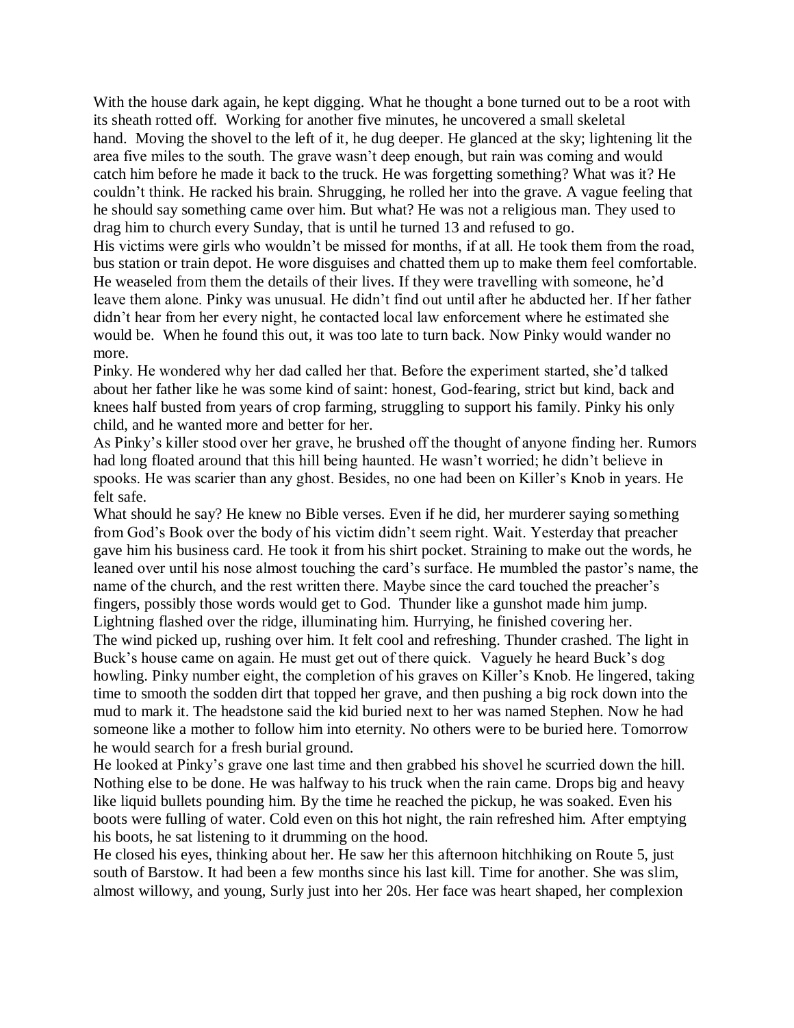With the house dark again, he kept digging. What he thought a bone turned out to be a root with its sheath rotted off. Working for another five minutes, he uncovered a small skeletal hand. Moving the shovel to the left of it, he dug deeper. He glanced at the sky; lightening lit the area five miles to the south. The grave wasn't deep enough, but rain was coming and would catch him before he made it back to the truck. He was forgetting something? What was it? He couldn't think. He racked his brain. Shrugging, he rolled her into the grave. A vague feeling that he should say something came over him. But what? He was not a religious man. They used to drag him to church every Sunday, that is until he turned 13 and refused to go.

His victims were girls who wouldn't be missed for months, if at all. He took them from the road, bus station or train depot. He wore disguises and chatted them up to make them feel comfortable. He weaseled from them the details of their lives. If they were travelling with someone, he'd leave them alone. Pinky was unusual. He didn't find out until after he abducted her. If her father didn't hear from her every night, he contacted local law enforcement where he estimated she would be. When he found this out, it was too late to turn back. Now Pinky would wander no more.

Pinky. He wondered why her dad called her that. Before the experiment started, she'd talked about her father like he was some kind of saint: honest, God-fearing, strict but kind, back and knees half busted from years of crop farming, struggling to support his family. Pinky his only child, and he wanted more and better for her.

As Pinky's killer stood over her grave, he brushed off the thought of anyone finding her. Rumors had long floated around that this hill being haunted. He wasn't worried; he didn't believe in spooks. He was scarier than any ghost. Besides, no one had been on Killer's Knob in years. He felt safe.

What should he say? He knew no Bible verses. Even if he did, her murderer saying something from God's Book over the body of his victim didn't seem right. Wait. Yesterday that preacher gave him his business card. He took it from his shirt pocket. Straining to make out the words, he leaned over until his nose almost touching the card's surface. He mumbled the pastor's name, the name of the church, and the rest written there. Maybe since the card touched the preacher's fingers, possibly those words would get to God. Thunder like a gunshot made him jump. Lightning flashed over the ridge, illuminating him. Hurrying, he finished covering her.

The wind picked up, rushing over him. It felt cool and refreshing. Thunder crashed. The light in Buck's house came on again. He must get out of there quick. Vaguely he heard Buck's dog howling. Pinky number eight, the completion of his graves on Killer's Knob. He lingered, taking time to smooth the sodden dirt that topped her grave, and then pushing a big rock down into the mud to mark it. The headstone said the kid buried next to her was named Stephen. Now he had someone like a mother to follow him into eternity. No others were to be buried here. Tomorrow he would search for a fresh burial ground.

He looked at Pinky's grave one last time and then grabbed his shovel he scurried down the hill. Nothing else to be done. He was halfway to his truck when the rain came. Drops big and heavy like liquid bullets pounding him. By the time he reached the pickup, he was soaked. Even his boots were fulling of water. Cold even on this hot night, the rain refreshed him. After emptying his boots, he sat listening to it drumming on the hood.

He closed his eyes, thinking about her. He saw her this afternoon hitchhiking on Route 5, just south of Barstow. It had been a few months since his last kill. Time for another. She was slim, almost willowy, and young, Surly just into her 20s. Her face was heart shaped, her complexion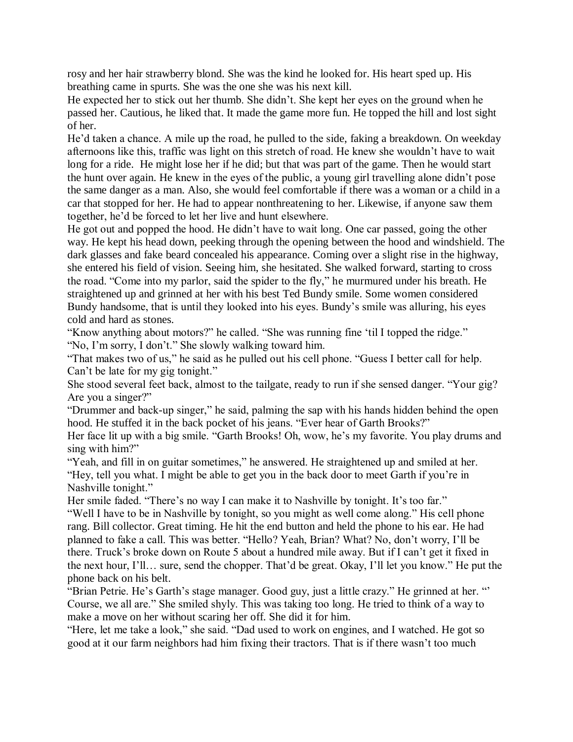rosy and her hair strawberry blond. She was the kind he looked for. His heart sped up. His breathing came in spurts. She was the one she was his next kill.

He expected her to stick out her thumb. She didn't. She kept her eyes on the ground when he passed her. Cautious, he liked that. It made the game more fun. He topped the hill and lost sight of her.

He'd taken a chance. A mile up the road, he pulled to the side, faking a breakdown. On weekday afternoons like this, traffic was light on this stretch of road. He knew she wouldn't have to wait long for a ride. He might lose her if he did; but that was part of the game. Then he would start the hunt over again. He knew in the eyes of the public, a young girl travelling alone didn't pose the same danger as a man. Also, she would feel comfortable if there was a woman or a child in a car that stopped for her. He had to appear nonthreatening to her. Likewise, if anyone saw them together, he'd be forced to let her live and hunt elsewhere.

He got out and popped the hood. He didn't have to wait long. One car passed, going the other way. He kept his head down, peeking through the opening between the hood and windshield. The dark glasses and fake beard concealed his appearance. Coming over a slight rise in the highway, she entered his field of vision. Seeing him, she hesitated. She walked forward, starting to cross the road. "Come into my parlor, said the spider to the fly," he murmured under his breath. He straightened up and grinned at her with his best Ted Bundy smile. Some women considered Bundy handsome, that is until they looked into his eyes. Bundy's smile was alluring, his eyes cold and hard as stones.

"Know anything about motors?" he called. "She was running fine 'til I topped the ridge."

"No, I'm sorry, I don't." She slowly walking toward him.

"That makes two of us," he said as he pulled out his cell phone. "Guess I better call for help. Can't be late for my gig tonight."

She stood several feet back, almost to the tailgate, ready to run if she sensed danger. "Your gig? Are you a singer?"

"Drummer and back-up singer," he said, palming the sap with his hands hidden behind the open hood. He stuffed it in the back pocket of his jeans. "Ever hear of Garth Brooks?"

Her face lit up with a big smile. "Garth Brooks! Oh, wow, he's my favorite. You play drums and sing with him?"

"Yeah, and fill in on guitar sometimes," he answered. He straightened up and smiled at her. "Hey, tell you what. I might be able to get you in the back door to meet Garth if you're in Nashville tonight."

Her smile faded. "There's no way I can make it to Nashville by tonight. It's too far."

"Well I have to be in Nashville by tonight, so you might as well come along." His cell phone rang. Bill collector. Great timing. He hit the end button and held the phone to his ear. He had planned to fake a call. This was better. "Hello? Yeah, Brian? What? No, don't worry, I'll be there. Truck's broke down on Route 5 about a hundred mile away. But if I can't get it fixed in the next hour, I'll… sure, send the chopper. That'd be great. Okay, I'll let you know." He put the phone back on his belt.

"Brian Petrie. He's Garth's stage manager. Good guy, just a little crazy." He grinned at her. "' Course, we all are." She smiled shyly. This was taking too long. He tried to think of a way to make a move on her without scaring her off. She did it for him.

"Here, let me take a look," she said. "Dad used to work on engines, and I watched. He got so good at it our farm neighbors had him fixing their tractors. That is if there wasn't too much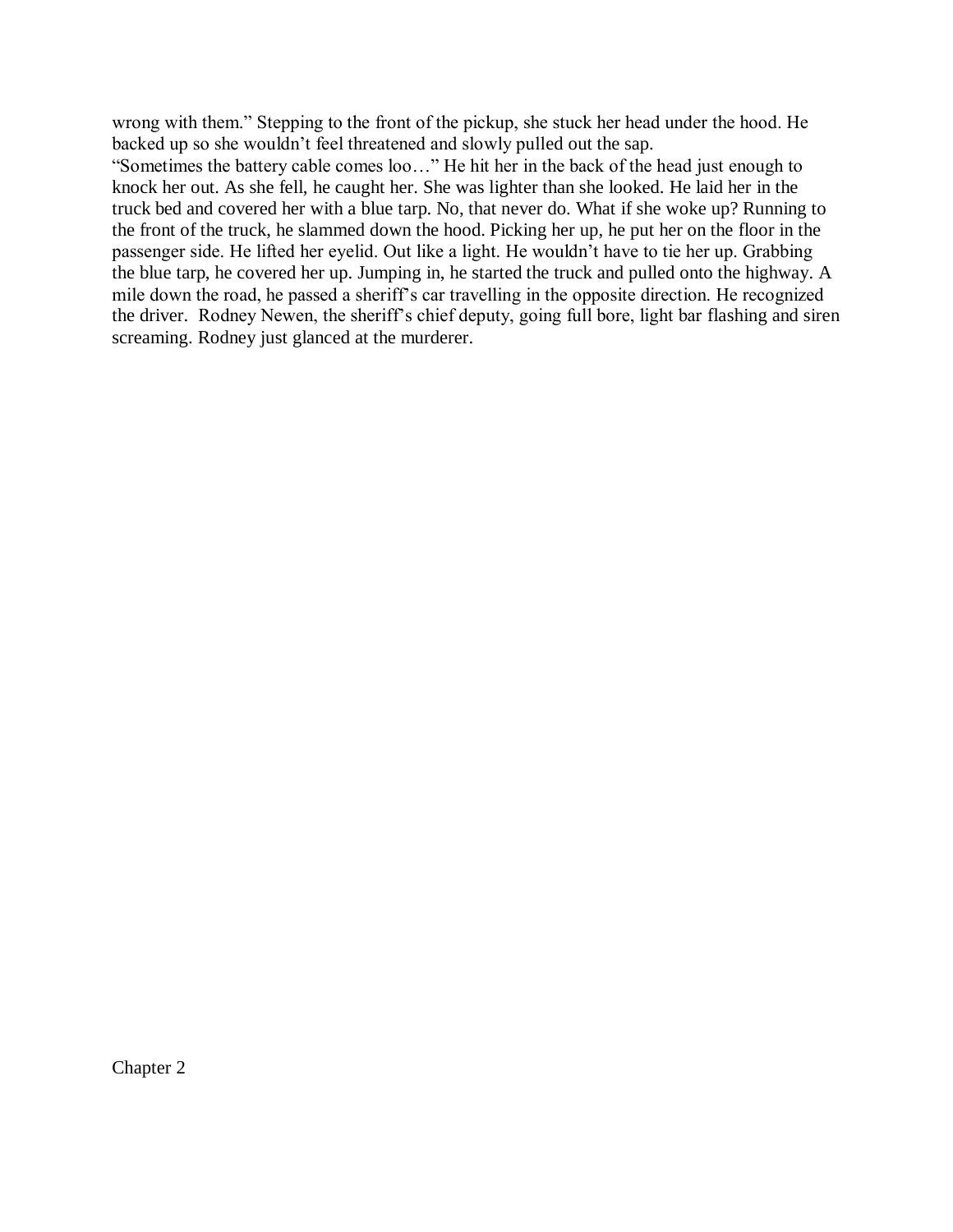wrong with them." Stepping to the front of the pickup, she stuck her head under the hood. He backed up so she wouldn't feel threatened and slowly pulled out the sap.

"Sometimes the battery cable comes loo…" He hit her in the back of the head just enough to knock her out. As she fell, he caught her. She was lighter than she looked. He laid her in the truck bed and covered her with a blue tarp. No, that never do. What if she woke up? Running to the front of the truck, he slammed down the hood. Picking her up, he put her on the floor in the passenger side. He lifted her eyelid. Out like a light. He wouldn't have to tie her up. Grabbing the blue tarp, he covered her up. Jumping in, he started the truck and pulled onto the highway. A mile down the road, he passed a sheriff's car travelling in the opposite direction. He recognized the driver. Rodney Newen, the sheriff's chief deputy, going full bore, light bar flashing and siren screaming. Rodney just glanced at the murderer.

## Chapter 2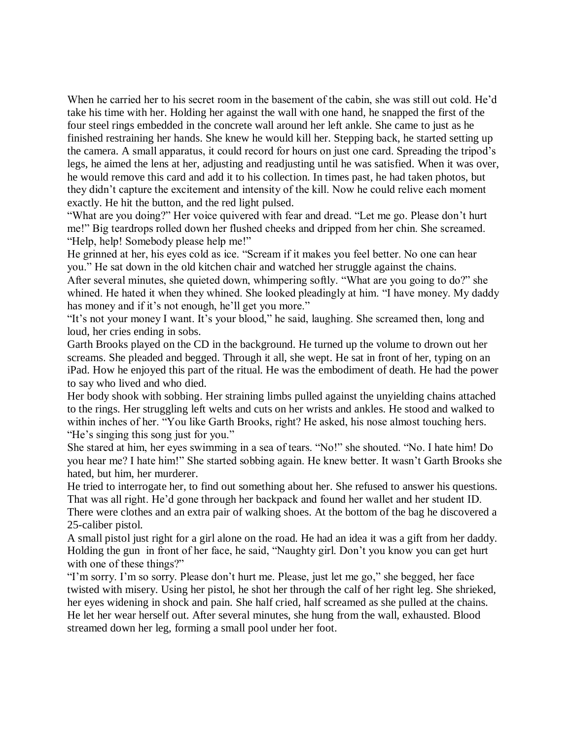When he carried her to his secret room in the basement of the cabin, she was still out cold. He'd take his time with her. Holding her against the wall with one hand, he snapped the first of the four steel rings embedded in the concrete wall around her left ankle. She came to just as he finished restraining her hands. She knew he would kill her. Stepping back, he started setting up the camera. A small apparatus, it could record for hours on just one card. Spreading the tripod's legs, he aimed the lens at her, adjusting and readjusting until he was satisfied. When it was over, he would remove this card and add it to his collection. In times past, he had taken photos, but they didn't capture the excitement and intensity of the kill. Now he could relive each moment exactly. He hit the button, and the red light pulsed.

"What are you doing?" Her voice quivered with fear and dread. "Let me go. Please don't hurt me!" Big teardrops rolled down her flushed cheeks and dripped from her chin. She screamed. "Help, help! Somebody please help me!"

He grinned at her, his eyes cold as ice. "Scream if it makes you feel better. No one can hear you." He sat down in the old kitchen chair and watched her struggle against the chains.

After several minutes, she quieted down, whimpering softly. "What are you going to do?" she whined. He hated it when they whined. She looked pleadingly at him. "I have money. My daddy has money and if it's not enough, he'll get you more."

"It's not your money I want. It's your blood," he said, laughing. She screamed then, long and loud, her cries ending in sobs.

Garth Brooks played on the CD in the background. He turned up the volume to drown out her screams. She pleaded and begged. Through it all, she wept. He sat in front of her, typing on an iPad. How he enjoyed this part of the ritual. He was the embodiment of death. He had the power to say who lived and who died.

Her body shook with sobbing. Her straining limbs pulled against the unyielding chains attached to the rings. Her struggling left welts and cuts on her wrists and ankles. He stood and walked to within inches of her. "You like Garth Brooks, right? He asked, his nose almost touching hers. "He's singing this song just for you."

She stared at him, her eyes swimming in a sea of tears. "No!" she shouted. "No. I hate him! Do you hear me? I hate him!" She started sobbing again. He knew better. It wasn't Garth Brooks she hated, but him, her murderer.

He tried to interrogate her, to find out something about her. She refused to answer his questions. That was all right. He'd gone through her backpack and found her wallet and her student ID. There were clothes and an extra pair of walking shoes. At the bottom of the bag he discovered a 25-caliber pistol.

A small pistol just right for a girl alone on the road. He had an idea it was a gift from her daddy. Holding the gun in front of her face, he said, "Naughty girl. Don't you know you can get hurt with one of these things?"

"I'm sorry. I'm so sorry. Please don't hurt me. Please, just let me go," she begged, her face twisted with misery. Using her pistol, he shot her through the calf of her right leg. She shrieked, her eyes widening in shock and pain. She half cried, half screamed as she pulled at the chains. He let her wear herself out. After several minutes, she hung from the wall, exhausted. Blood streamed down her leg, forming a small pool under her foot.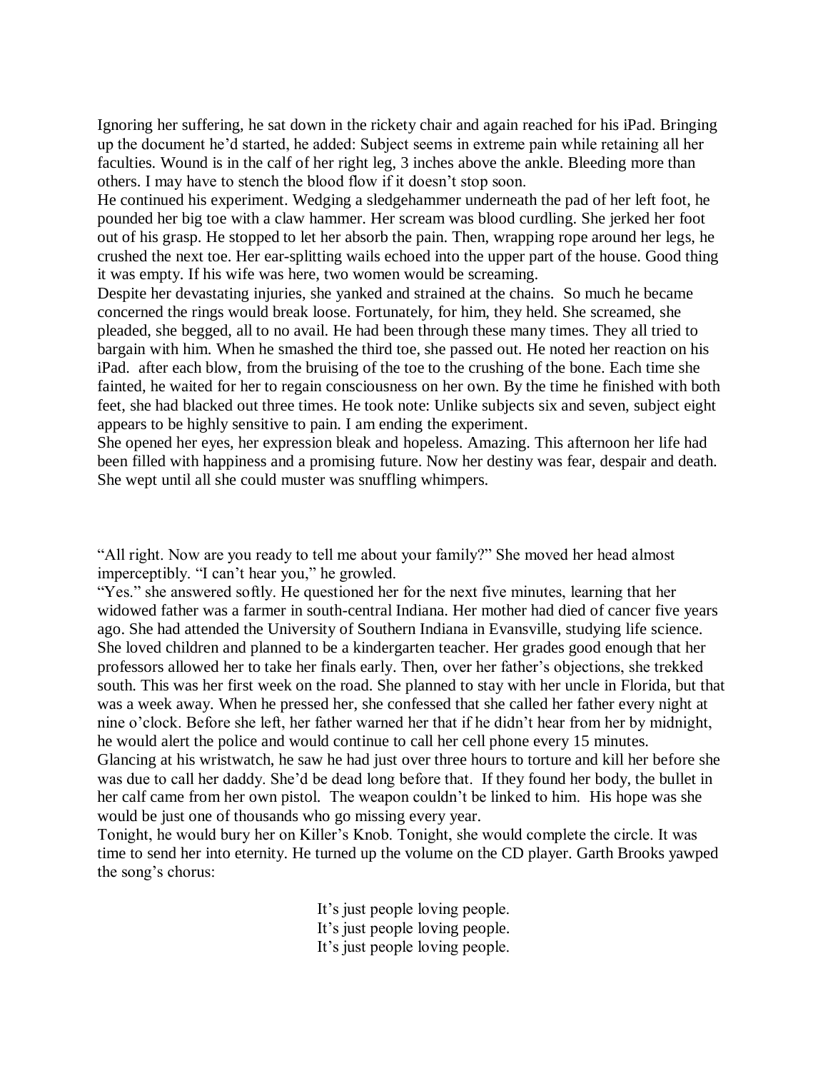Ignoring her suffering, he sat down in the rickety chair and again reached for his iPad. Bringing up the document he'd started, he added: Subject seems in extreme pain while retaining all her faculties. Wound is in the calf of her right leg, 3 inches above the ankle. Bleeding more than others. I may have to stench the blood flow if it doesn't stop soon.

He continued his experiment. Wedging a sledgehammer underneath the pad of her left foot, he pounded her big toe with a claw hammer. Her scream was blood curdling. She jerked her foot out of his grasp. He stopped to let her absorb the pain. Then, wrapping rope around her legs, he crushed the next toe. Her ear-splitting wails echoed into the upper part of the house. Good thing it was empty. If his wife was here, two women would be screaming.

Despite her devastating injuries, she yanked and strained at the chains. So much he became concerned the rings would break loose. Fortunately, for him, they held. She screamed, she pleaded, she begged, all to no avail. He had been through these many times. They all tried to bargain with him. When he smashed the third toe, she passed out. He noted her reaction on his iPad. after each blow, from the bruising of the toe to the crushing of the bone. Each time she fainted, he waited for her to regain consciousness on her own. By the time he finished with both feet, she had blacked out three times. He took note: Unlike subjects six and seven, subject eight appears to be highly sensitive to pain. I am ending the experiment.

She opened her eyes, her expression bleak and hopeless. Amazing. This afternoon her life had been filled with happiness and a promising future. Now her destiny was fear, despair and death. She wept until all she could muster was snuffling whimpers.

"All right. Now are you ready to tell me about your family?" She moved her head almost imperceptibly. "I can't hear you," he growled.

"Yes." she answered softly. He questioned her for the next five minutes, learning that her widowed father was a farmer in south-central Indiana. Her mother had died of cancer five years ago. She had attended the University of Southern Indiana in Evansville, studying life science. She loved children and planned to be a kindergarten teacher. Her grades good enough that her professors allowed her to take her finals early. Then, over her father's objections, she trekked south. This was her first week on the road. She planned to stay with her uncle in Florida, but that was a week away. When he pressed her, she confessed that she called her father every night at nine o'clock. Before she left, her father warned her that if he didn't hear from her by midnight, he would alert the police and would continue to call her cell phone every 15 minutes.

Glancing at his wristwatch, he saw he had just over three hours to torture and kill her before she was due to call her daddy. She'd be dead long before that. If they found her body, the bullet in her calf came from her own pistol. The weapon couldn't be linked to him. His hope was she would be just one of thousands who go missing every year.

Tonight, he would bury her on Killer's Knob. Tonight, she would complete the circle. It was time to send her into eternity. He turned up the volume on the CD player. Garth Brooks yawped the song's chorus:

> It's just people loving people.
> It's just people loving people.
> It's just people loving people.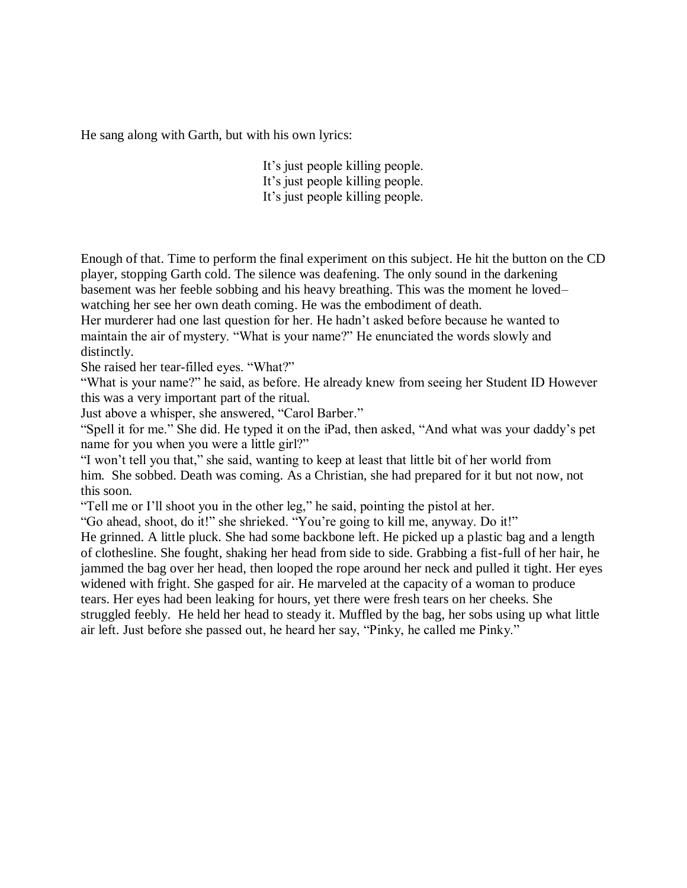He sang along with Garth, but with his own lyrics:

> It's just people killing people.
> It's just people killing people.
> It's just people killing people.

Enough of that. Time to perform the final experiment on this subject. He hit the button on the CD player, stopping Garth cold. The silence was deafening. The only sound in the darkening basement was her feeble sobbing and his heavy breathing. This was the moment he loved– watching her see her own death coming. He was the embodiment of death.

Her murderer had one last question for her. He hadn't asked before because he wanted to maintain the air of mystery. "What is your name?" He enunciated the words slowly and distinctly.

She raised her tear-filled eyes. "What?"

"What is your name?" he said, as before. He already knew from seeing her Student ID However this was a very important part of the ritual.

Just above a whisper, she answered, "Carol Barber."

"Spell it for me." She did. He typed it on the iPad, then asked, "And what was your daddy's pet name for you when you were a little girl?"

"I won't tell you that," she said, wanting to keep at least that little bit of her world from him. She sobbed. Death was coming. As a Christian, she had prepared for it but not now, not this soon.

"Tell me or I'll shoot you in the other leg," he said, pointing the pistol at her.

"Go ahead, shoot, do it!" she shrieked. "You're going to kill me, anyway. Do it!"

He grinned. A little pluck. She had some backbone left. He picked up a plastic bag and a length of clothesline. She fought, shaking her head from side to side. Grabbing a fist-full of her hair, he jammed the bag over her head, then looped the rope around her neck and pulled it tight. Her eyes widened with fright. She gasped for air. He marveled at the capacity of a woman to produce tears. Her eyes had been leaking for hours, yet there were fresh tears on her cheeks. She struggled feebly. He held her head to steady it. Muffled by the bag, her sobs using up what little air left. Just before she passed out, he heard her say, "Pinky, he called me Pinky."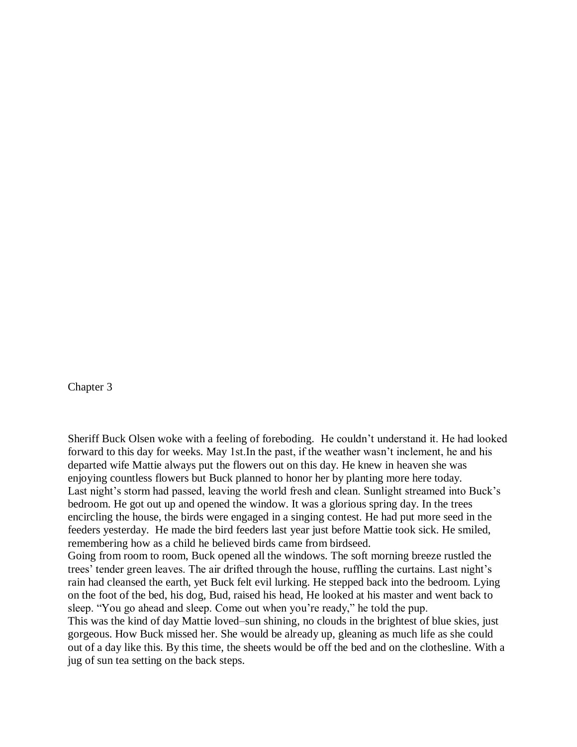# Chapter 3

Sheriff Buck Olsen woke with a feeling of foreboding. He couldn't understand it. He had looked forward to this day for weeks. May 1st.In the past, if the weather wasn't inclement, he and his departed wife Mattie always put the flowers out on this day. He knew in heaven she was enjoying countless flowers but Buck planned to honor her by planting more here today.

Last night's storm had passed, leaving the world fresh and clean. Sunlight streamed into Buck's bedroom. He got out up and opened the window. It was a glorious spring day. In the trees encircling the house, the birds were engaged in a singing contest. He had put more seed in the feeders yesterday. He made the bird feeders last year just before Mattie took sick. He smiled, remembering how as a child he believed birds came from birdseed.

Going from room to room, Buck opened all the windows. The soft morning breeze rustled the trees' tender green leaves. The air drifted through the house, ruffling the curtains. Last night's rain had cleansed the earth, yet Buck felt evil lurking. He stepped back into the bedroom. Lying on the foot of the bed, his dog, Bud, raised his head, He looked at his master and went back to sleep. "You go ahead and sleep. Come out when you're ready," he told the pup.

This was the kind of day Mattie loved–sun shining, no clouds in the brightest of blue skies, just gorgeous. How Buck missed her. She would be already up, gleaning as much life as she could out of a day like this. By this time, the sheets would be off the bed and on the clothesline. With a jug of sun tea setting on the back steps.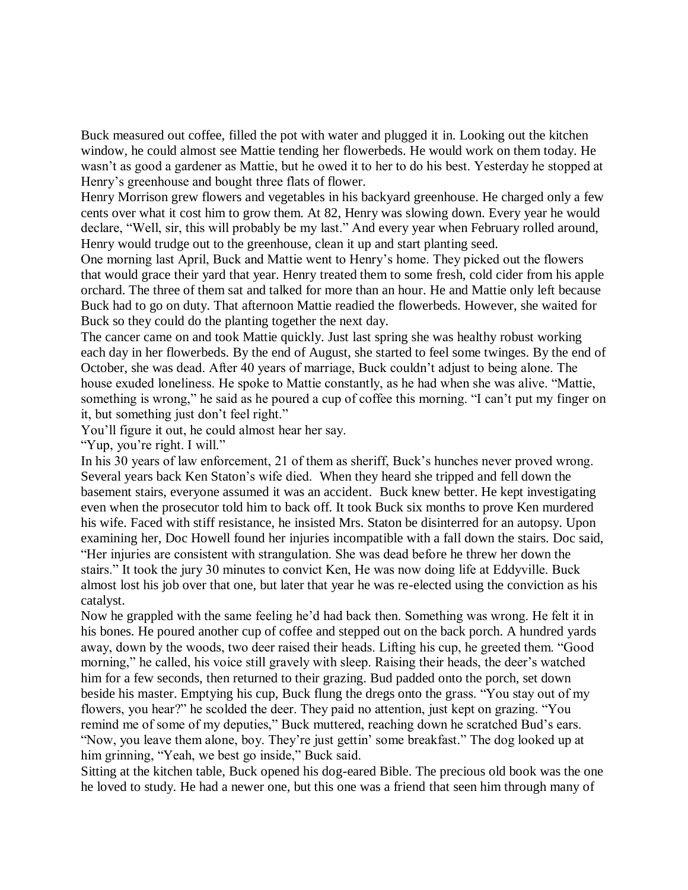Buck measured out coffee, filled the pot with water and plugged it in. Looking out the kitchen window, he could almost see Mattie tending her flowerbeds. He would work on them today. He wasn't as good a gardener as Mattie, but he owed it to her to do his best. Yesterday he stopped at Henry's greenhouse and bought three flats of flower.

Henry Morrison grew flowers and vegetables in his backyard greenhouse. He charged only a few cents over what it cost him to grow them. At 82, Henry was slowing down. Every year he would declare, "Well, sir, this will probably be my last." And every year when February rolled around, Henry would trudge out to the greenhouse, clean it up and start planting seed.

One morning last April, Buck and Mattie went to Henry's home. They picked out the flowers that would grace their yard that year. Henry treated them to some fresh, cold cider from his apple orchard. The three of them sat and talked for more than an hour. He and Mattie only left because Buck had to go on duty. That afternoon Mattie readied the flowerbeds. However, she waited for Buck so they could do the planting together the next day.

The cancer came on and took Mattie quickly. Just last spring she was healthy robust working each day in her flowerbeds. By the end of August, she started to feel some twinges. By the end of October, she was dead. After 40 years of marriage, Buck couldn't adjust to being alone. The house exuded loneliness. He spoke to Mattie constantly, as he had when she was alive. "Mattie, something is wrong," he said as he poured a cup of coffee this morning. "I can't put my finger on it, but something just don't feel right."

You'll figure it out, he could almost hear her say.

"Yup, you're right. I will."

In his 30 years of law enforcement, 21 of them as sheriff, Buck's hunches never proved wrong. Several years back Ken Staton's wife died. When they heard she tripped and fell down the basement stairs, everyone assumed it was an accident. Buck knew better. He kept investigating even when the prosecutor told him to back off. It took Buck six months to prove Ken murdered his wife. Faced with stiff resistance, he insisted Mrs. Staton be disinterred for an autopsy. Upon examining her, Doc Howell found her injuries incompatible with a fall down the stairs. Doc said, "Her injuries are consistent with strangulation. She was dead before he threw her down the stairs." It took the jury 30 minutes to convict Ken, He was now doing life at Eddyville. Buck almost lost his job over that one, but later that year he was re-elected using the conviction as his catalyst.

Now he grappled with the same feeling he'd had back then. Something was wrong. He felt it in his bones. He poured another cup of coffee and stepped out on the back porch. A hundred yards away, down by the woods, two deer raised their heads. Lifting his cup, he greeted them. "Good morning," he called, his voice still gravely with sleep. Raising their heads, the deer's watched him for a few seconds, then returned to their grazing. Bud padded onto the porch, set down beside his master. Emptying his cup, Buck flung the dregs onto the grass. "You stay out of my flowers, you hear?" he scolded the deer. They paid no attention, just kept on grazing. "You remind me of some of my deputies," Buck muttered, reaching down he scratched Bud's ears. "Now, you leave them alone, boy. They're just gettin' some breakfast." The dog looked up at him grinning, "Yeah, we best go inside," Buck said.

Sitting at the kitchen table, Buck opened his dog-eared Bible. The precious old book was the one he loved to study. He had a newer one, but this one was a friend that seen him through many of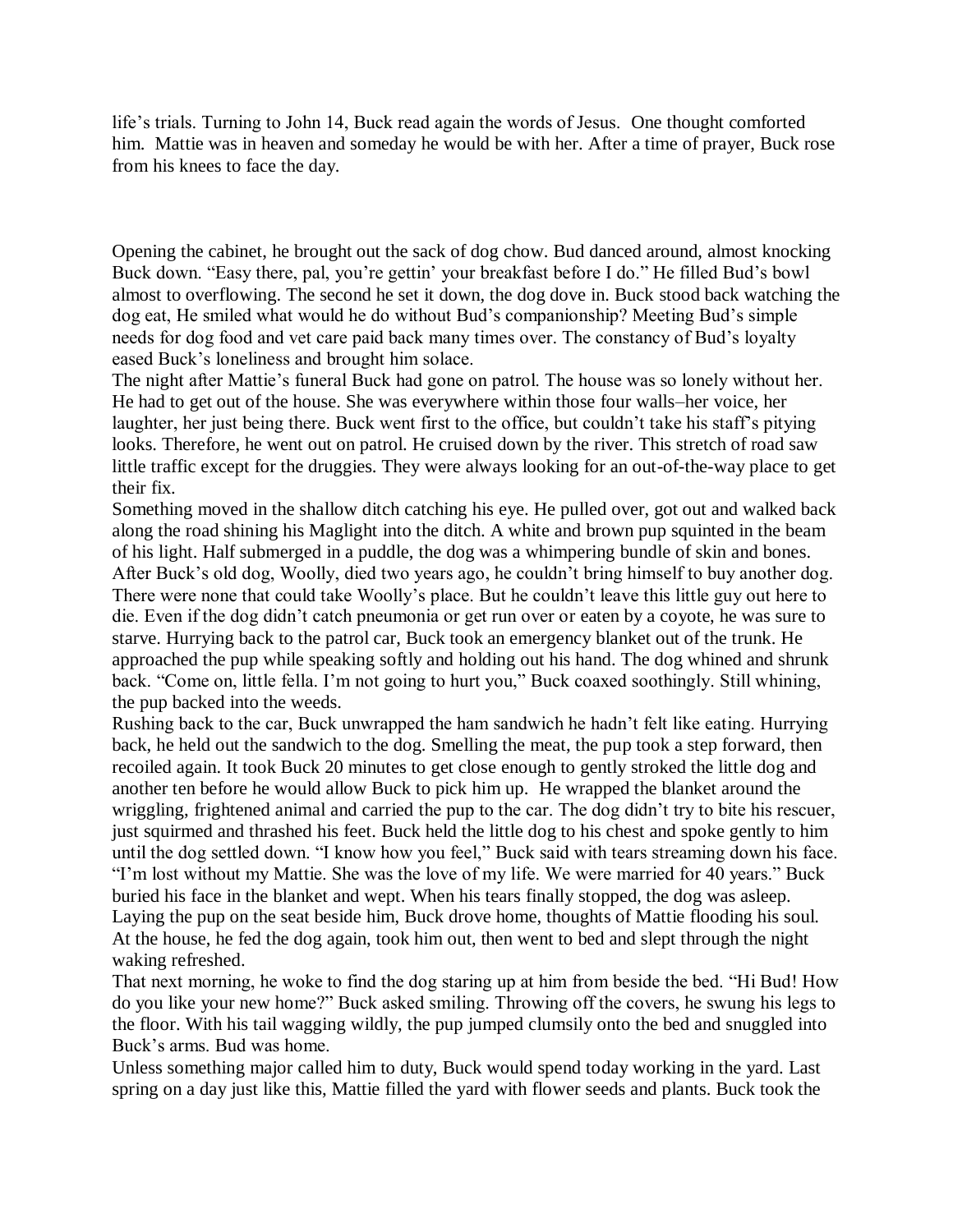life's trials. Turning to John 14, Buck read again the words of Jesus. One thought comforted him. Mattie was in heaven and someday he would be with her. After a time of prayer, Buck rose from his knees to face the day.

Opening the cabinet, he brought out the sack of dog chow. Bud danced around, almost knocking Buck down. "Easy there, pal, you're gettin' your breakfast before I do." He filled Bud's bowl almost to overflowing. The second he set it down, the dog dove in. Buck stood back watching the dog eat, He smiled what would he do without Bud's companionship? Meeting Bud's simple needs for dog food and vet care paid back many times over. The constancy of Bud's loyalty eased Buck's loneliness and brought him solace.

The night after Mattie's funeral Buck had gone on patrol. The house was so lonely without her. He had to get out of the house. She was everywhere within those four walls–her voice, her laughter, her just being there. Buck went first to the office, but couldn't take his staff's pitying looks. Therefore, he went out on patrol. He cruised down by the river. This stretch of road saw little traffic except for the druggies. They were always looking for an out-of-the-way place to get their fix.

Something moved in the shallow ditch catching his eye. He pulled over, got out and walked back along the road shining his Maglight into the ditch. A white and brown pup squinted in the beam of his light. Half submerged in a puddle, the dog was a whimpering bundle of skin and bones. After Buck's old dog, Woolly, died two years ago, he couldn't bring himself to buy another dog. There were none that could take Woolly's place. But he couldn't leave this little guy out here to die. Even if the dog didn't catch pneumonia or get run over or eaten by a coyote, he was sure to starve. Hurrying back to the patrol car, Buck took an emergency blanket out of the trunk. He approached the pup while speaking softly and holding out his hand. The dog whined and shrunk back. "Come on, little fella. I'm not going to hurt you," Buck coaxed soothingly. Still whining, the pup backed into the weeds.

Rushing back to the car, Buck unwrapped the ham sandwich he hadn't felt like eating. Hurrying back, he held out the sandwich to the dog. Smelling the meat, the pup took a step forward, then recoiled again. It took Buck 20 minutes to get close enough to gently stroked the little dog and another ten before he would allow Buck to pick him up. He wrapped the blanket around the wriggling, frightened animal and carried the pup to the car. The dog didn't try to bite his rescuer, just squirmed and thrashed his feet. Buck held the little dog to his chest and spoke gently to him until the dog settled down. "I know how you feel," Buck said with tears streaming down his face. "I'm lost without my Mattie. She was the love of my life. We were married for 40 years." Buck buried his face in the blanket and wept. When his tears finally stopped, the dog was asleep. Laying the pup on the seat beside him, Buck drove home, thoughts of Mattie flooding his soul. At the house, he fed the dog again, took him out, then went to bed and slept through the night waking refreshed.

That next morning, he woke to find the dog staring up at him from beside the bed. "Hi Bud! How do you like your new home?" Buck asked smiling. Throwing off the covers, he swung his legs to the floor. With his tail wagging wildly, the pup jumped clumsily onto the bed and snuggled into Buck's arms. Bud was home.

Unless something major called him to duty, Buck would spend today working in the yard. Last spring on a day just like this, Mattie filled the yard with flower seeds and plants. Buck took the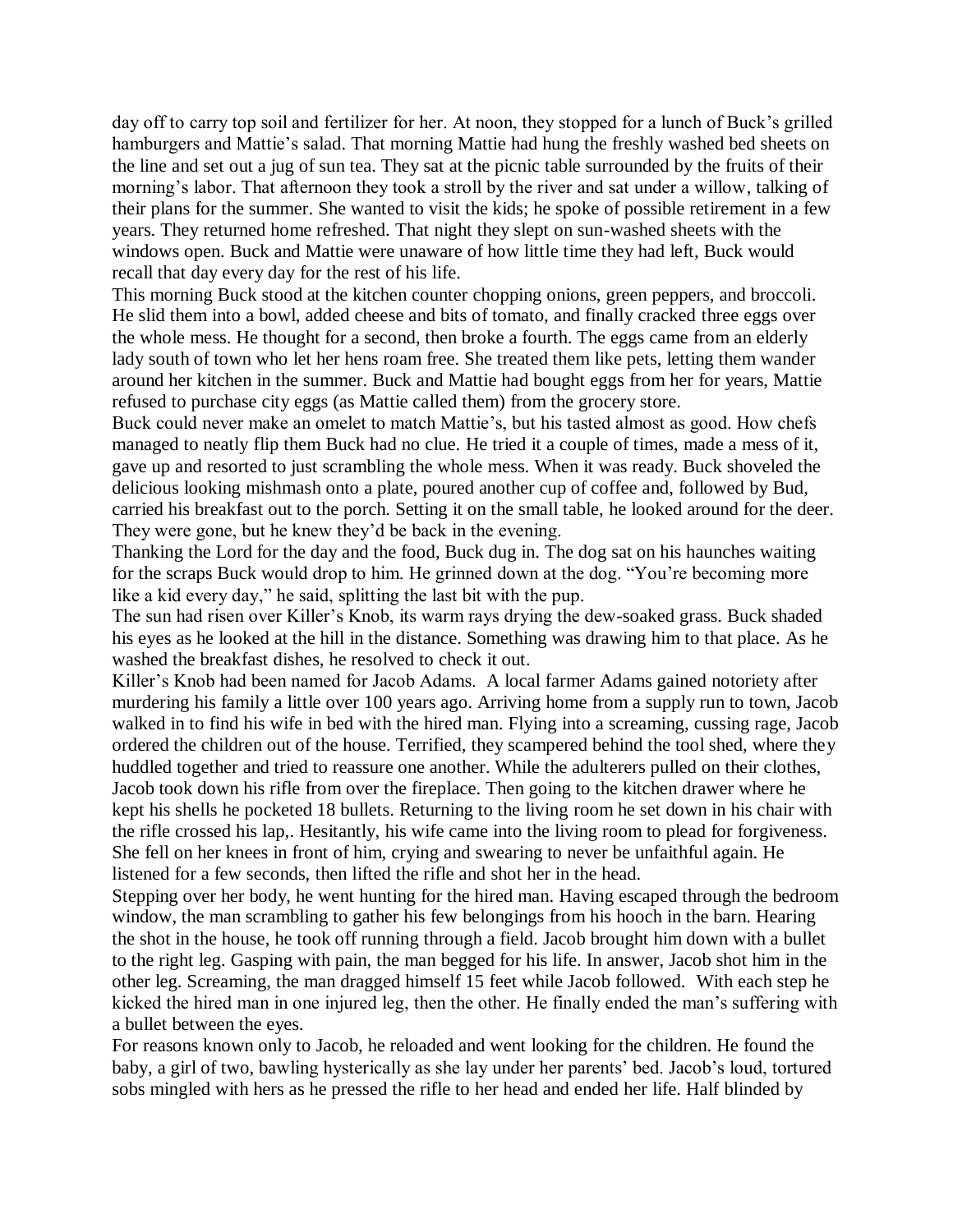day off to carry top soil and fertilizer for her. At noon, they stopped for a lunch of Buck's grilled hamburgers and Mattie's salad. That morning Mattie had hung the freshly washed bed sheets on the line and set out a jug of sun tea. They sat at the picnic table surrounded by the fruits of their morning's labor. That afternoon they took a stroll by the river and sat under a willow, talking of their plans for the summer. She wanted to visit the kids; he spoke of possible retirement in a few years. They returned home refreshed. That night they slept on sun-washed sheets with the windows open. Buck and Mattie were unaware of how little time they had left, Buck would recall that day every day for the rest of his life.

This morning Buck stood at the kitchen counter chopping onions, green peppers, and broccoli. He slid them into a bowl, added cheese and bits of tomato, and finally cracked three eggs over the whole mess. He thought for a second, then broke a fourth. The eggs came from an elderly lady south of town who let her hens roam free. She treated them like pets, letting them wander around her kitchen in the summer. Buck and Mattie had bought eggs from her for years, Mattie refused to purchase city eggs (as Mattie called them) from the grocery store.

Buck could never make an omelet to match Mattie's, but his tasted almost as good. How chefs managed to neatly flip them Buck had no clue. He tried it a couple of times, made a mess of it, gave up and resorted to just scrambling the whole mess. When it was ready. Buck shoveled the delicious looking mishmash onto a plate, poured another cup of coffee and, followed by Bud, carried his breakfast out to the porch. Setting it on the small table, he looked around for the deer. They were gone, but he knew they'd be back in the evening.

Thanking the Lord for the day and the food, Buck dug in. The dog sat on his haunches waiting for the scraps Buck would drop to him. He grinned down at the dog. "You're becoming more like a kid every day," he said, splitting the last bit with the pup.

The sun had risen over Killer's Knob, its warm rays drying the dew-soaked grass. Buck shaded his eyes as he looked at the hill in the distance. Something was drawing him to that place. As he washed the breakfast dishes, he resolved to check it out.

Killer's Knob had been named for Jacob Adams. A local farmer Adams gained notoriety after murdering his family a little over 100 years ago. Arriving home from a supply run to town, Jacob walked in to find his wife in bed with the hired man. Flying into a screaming, cussing rage, Jacob ordered the children out of the house. Terrified, they scampered behind the tool shed, where they huddled together and tried to reassure one another. While the adulterers pulled on their clothes, Jacob took down his rifle from over the fireplace. Then going to the kitchen drawer where he kept his shells he pocketed 18 bullets. Returning to the living room he set down in his chair with the rifle crossed his lap,. Hesitantly, his wife came into the living room to plead for forgiveness. She fell on her knees in front of him, crying and swearing to never be unfaithful again. He listened for a few seconds, then lifted the rifle and shot her in the head.

Stepping over her body, he went hunting for the hired man. Having escaped through the bedroom window, the man scrambling to gather his few belongings from his hooch in the barn. Hearing the shot in the house, he took off running through a field. Jacob brought him down with a bullet to the right leg. Gasping with pain, the man begged for his life. In answer, Jacob shot him in the other leg. Screaming, the man dragged himself 15 feet while Jacob followed. With each step he kicked the hired man in one injured leg, then the other. He finally ended the man's suffering with a bullet between the eyes.

For reasons known only to Jacob, he reloaded and went looking for the children. He found the baby, a girl of two, bawling hysterically as she lay under her parents' bed. Jacob's loud, tortured sobs mingled with hers as he pressed the rifle to her head and ended her life. Half blinded by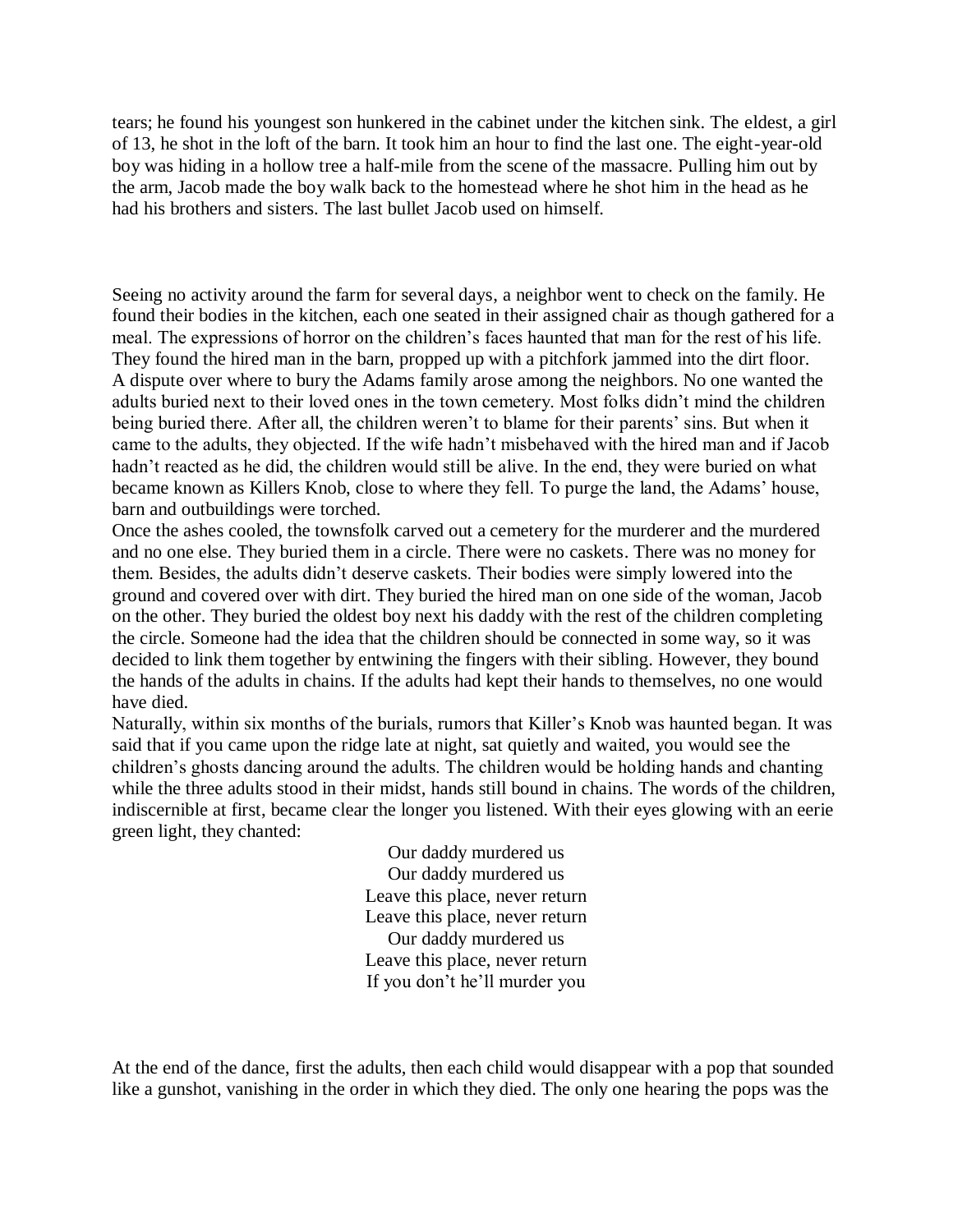tears; he found his youngest son hunkered in the cabinet under the kitchen sink. The eldest, a girl of 13, he shot in the loft of the barn. It took him an hour to find the last one. The eight-year-old boy was hiding in a hollow tree a half-mile from the scene of the massacre. Pulling him out by the arm, Jacob made the boy walk back to the homestead where he shot him in the head as he had his brothers and sisters. The last bullet Jacob used on himself.

Seeing no activity around the farm for several days, a neighbor went to check on the family. He found their bodies in the kitchen, each one seated in their assigned chair as though gathered for a meal. The expressions of horror on the children's faces haunted that man for the rest of his life. They found the hired man in the barn, propped up with a pitchfork jammed into the dirt floor.

A dispute over where to bury the Adams family arose among the neighbors. No one wanted the adults buried next to their loved ones in the town cemetery. Most folks didn't mind the children being buried there. After all, the children weren't to blame for their parents' sins. But when it came to the adults, they objected. If the wife hadn't misbehaved with the hired man and if Jacob hadn't reacted as he did, the children would still be alive. In the end, they were buried on what became known as Killers Knob, close to where they fell. To purge the land, the Adams' house, barn and outbuildings were torched.

Once the ashes cooled, the townsfolk carved out a cemetery for the murderer and the murdered and no one else. They buried them in a circle. There were no caskets. There was no money for them. Besides, the adults didn't deserve caskets. Their bodies were simply lowered into the ground and covered over with dirt. They buried the hired man on one side of the woman, Jacob on the other. They buried the oldest boy next his daddy with the rest of the children completing the circle. Someone had the idea that the children should be connected in some way, so it was decided to link them together by entwining the fingers with their sibling. However, they bound the hands of the adults in chains. If the adults had kept their hands to themselves, no one would have died.

Naturally, within six months of the burials, rumors that Killer's Knob was haunted began. It was said that if you came upon the ridge late at night, sat quietly and waited, you would see the children's ghosts dancing around the adults. The children would be holding hands and chanting while the three adults stood in their midst, hands still bound in chains. The words of the children, indiscernible at first, became clear the longer you listened. With their eyes glowing with an eerie green light, they chanted:

Our daddy murdered us  
Our daddy murdered us  
Leave this place, never return  
Leave this place, never return  
Our daddy murdered us  
Leave this place, never return  
If you don't he'll murder you

At the end of the dance, first the adults, then each child would disappear with a pop that sounded like a gunshot, vanishing in the order in which they died. The only one hearing the pops was the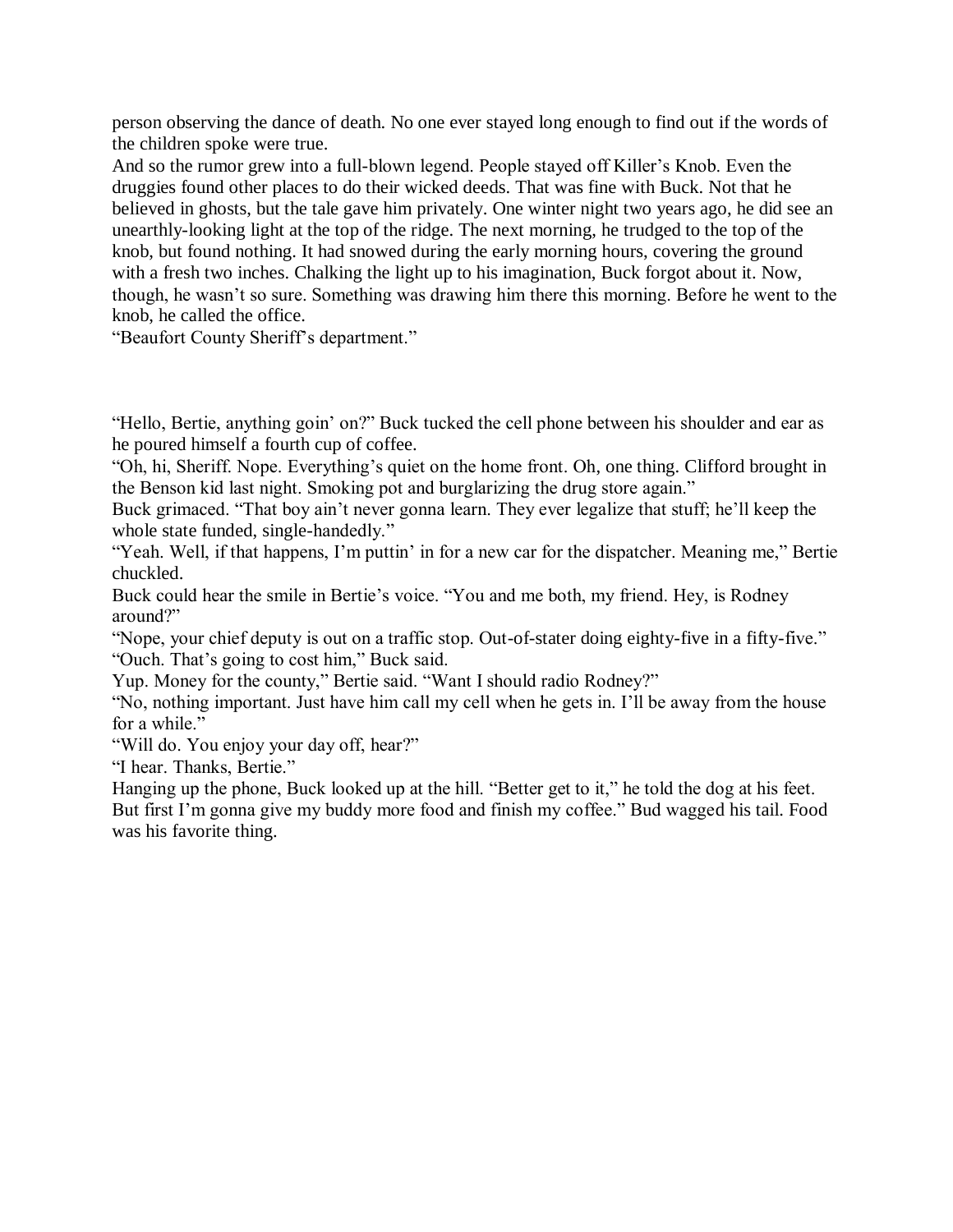person observing the dance of death. No one ever stayed long enough to find out if the words of the children spoke were true.

And so the rumor grew into a full-blown legend. People stayed off Killer's Knob. Even the druggies found other places to do their wicked deeds. That was fine with Buck. Not that he believed in ghosts, but the tale gave him privately. One winter night two years ago, he did see an unearthly-looking light at the top of the ridge. The next morning, he trudged to the top of the knob, but found nothing. It had snowed during the early morning hours, covering the ground with a fresh two inches. Chalking the light up to his imagination, Buck forgot about it. Now, though, he wasn't so sure. Something was drawing him there this morning. Before he went to the knob, he called the office.

"Beaufort County Sheriff's department."

"Hello, Bertie, anything goin' on?" Buck tucked the cell phone between his shoulder and ear as he poured himself a fourth cup of coffee.

"Oh, hi, Sheriff. Nope. Everything's quiet on the home front. Oh, one thing. Clifford brought in the Benson kid last night. Smoking pot and burglarizing the drug store again."

Buck grimaced. "That boy ain't never gonna learn. They ever legalize that stuff; he'll keep the whole state funded, single-handedly."

"Yeah. Well, if that happens, I'm puttin' in for a new car for the dispatcher. Meaning me," Bertie chuckled.

Buck could hear the smile in Bertie's voice. "You and me both, my friend. Hey, is Rodney around?"

"Nope, your chief deputy is out on a traffic stop. Out-of-stater doing eighty-five in a fifty-five."

"Ouch. That's going to cost him," Buck said.

Yup. Money for the county," Bertie said. "Want I should radio Rodney?"

"No, nothing important. Just have him call my cell when he gets in. I'll be away from the house for a while."

"Will do. You enjoy your day off, hear?"

"I hear. Thanks, Bertie."

Hanging up the phone, Buck looked up at the hill. "Better get to it," he told the dog at his feet. But first I'm gonna give my buddy more food and finish my coffee." Bud wagged his tail. Food was his favorite thing.